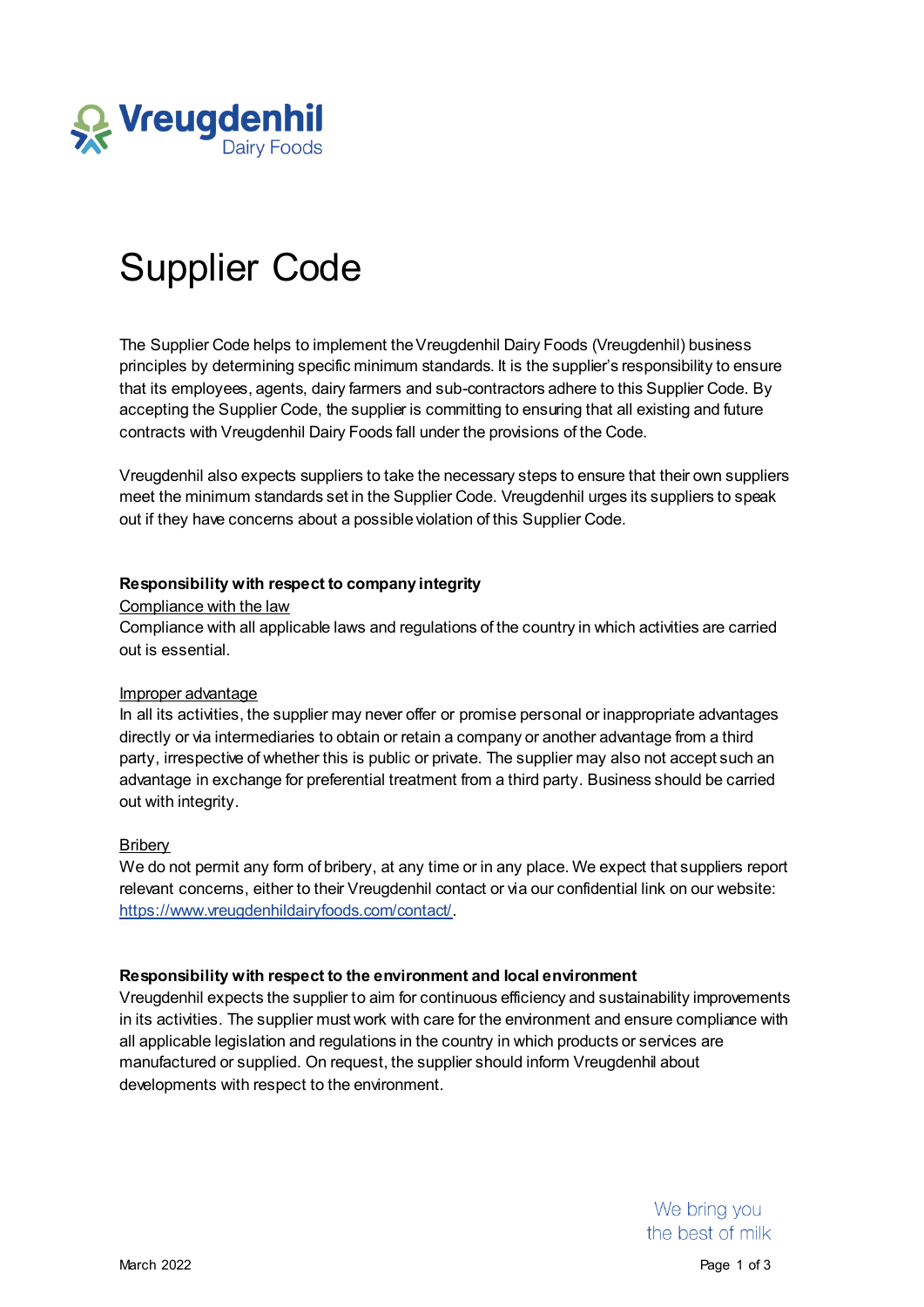# Supplier Code

The Supplier Code helps to implement the Vreugdenhil Dairy Foods (Vreugdenhil) business principles by determining specific minimum standards. It is the supplier's responsibility to ensure that its employees, agents, dairy farmers and sub-contractors adhere to this Supplier Code. By accepting the Supplier Code, the supplier is committing to ensuring that all existing and future contracts with Vreugdenhil Dairy Foods fall under the provisions of the Code.

Vreugdenhil also expects suppliers to take the necessary steps to ensure that their own suppliers meet the minimum standards set in the Supplier Code. Vreugdenhil urges its suppliers to speak out if they have concerns about a possible violation of this Supplier Code.

## Responsibility with respect to company integrity

### Compliance with the law

Compliance with all applicable laws and regulations of the country in which activities are carried out is essential.

### Improper advantage

In all its activities, the supplier may never offer or promise personal or inappropriate advantages directly or via intermediaries to obtain or retain a company or another advantage from a third party, irrespective of whether this is public or private. The supplier may also not accept such an advantage in exchange for preferential treatment from a third party. Business should be carried out with integrity.

### Bribery

We do not permit any form of bribery, at any time or in any place. We expect that suppliers report relevant concerns, either to their Vreugdenhil contact or via our confidential link on our website: https://www.vreugdenhildairyfoods.com/contact/.

## Responsibility with respect to the environment and local environment

Vreugdenhil expects the supplier to aim for continuous efficiency and sustainability improvements in its activities. The supplier must work with care for the environment and ensure compliance with all applicable legislation and regulations in the country in which products or services are manufactured or supplied. On request, the supplier should inform Vreugdenhil about developments with respect to the environment.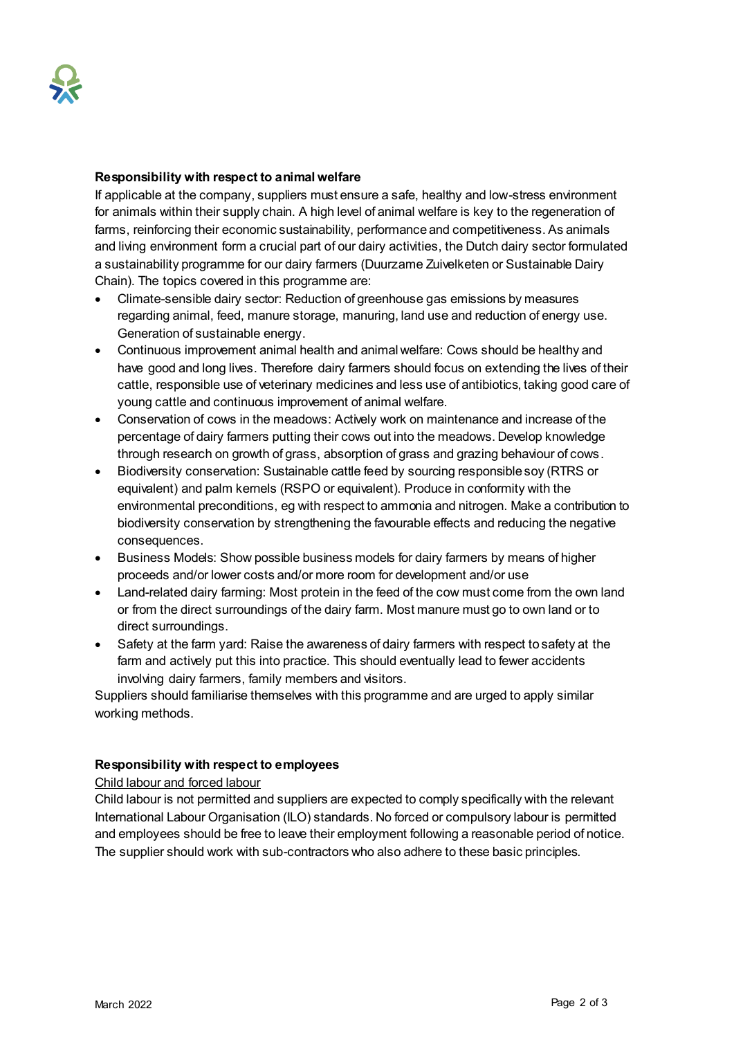**Responsibility with respect to animal welfare**

If applicable at the company, suppliers must ensure a safe, healthy and low-stress environment for animals within their supply chain. A high level of animal welfare is key to the regeneration of farms, reinforcing their economic sustainability, performance and competitiveness. As animals and living environment form a crucial part of our dairy activities, the Dutch dairy sector formulated a sustainability programme for our dairy farmers (Duurzame Zuivelketen or Sustainable Dairy Chain). The topics covered in this programme are:

- Climate-sensible dairy sector: Reduction of greenhouse gas emissions by measures regarding animal, feed, manure storage, manuring, land use and reduction of energy use. Generation of sustainable energy.
- Continuous improvement animal health and animal welfare: Cows should be healthy and have good and long lives. Therefore dairy farmers should focus on extending the lives of their cattle, responsible use of veterinary medicines and less use of antibiotics, taking good care of young cattle and continuous improvement of animal welfare.
- Conservation of cows in the meadows: Actively work on maintenance and increase of the percentage of dairy farmers putting their cows out into the meadows. Develop knowledge through research on growth of grass, absorption of grass and grazing behaviour of cows.
- Biodiversity conservation: Sustainable cattle feed by sourcing responsible soy (RTRS or equivalent) and palm kernels (RSPO or equivalent). Produce in conformity with the environmental preconditions, eg with respect to ammonia and nitrogen. Make a contribution to biodiversity conservation by strengthening the favourable effects and reducing the negative consequences.
- Business Models: Show possible business models for dairy farmers by means of higher proceeds and/or lower costs and/or more room for development and/or use
- Land-related dairy farming: Most protein in the feed of the cow must come from the own land or from the direct surroundings of the dairy farm. Most manure must go to own land or to direct surroundings.
- Safety at the farm yard: Raise the awareness of dairy farmers with respect to safety at the farm and actively put this into practice. This should eventually lead to fewer accidents involving dairy farmers, family members and visitors.

Suppliers should familiarise themselves with this programme and are urged to apply similar working methods.

**Responsibility with respect to employees**

Child labour and forced labour

Child labour is not permitted and suppliers are expected to comply specifically with the relevant International Labour Organisation (ILO) standards. No forced or compulsory labour is permitted and employees should be free to leave their employment following a reasonable period of notice. The supplier should work with sub-contractors who also adhere to these basic principles.

March 2022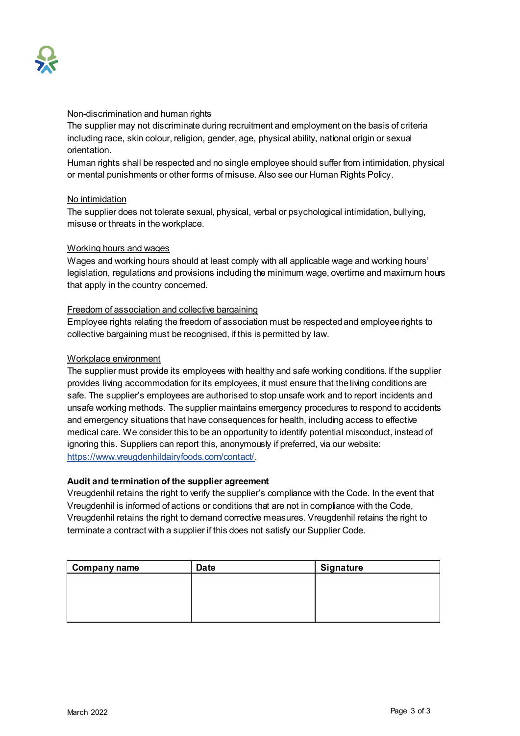Non-discrimination and human rights

The supplier may not discriminate during recruitment and employment on the basis of criteria including race, skin colour, religion, gender, age, physical ability, national origin or sexual orientation.

Human rights shall be respected and no single employee should suffer from intimidation, physical or mental punishments or other forms of misuse. Also see our Human Rights Policy.

No intimidation

The supplier does not tolerate sexual, physical, verbal or psychological intimidation, bullying, misuse or threats in the workplace.

Working hours and wages

Wages and working hours should at least comply with all applicable wage and working hours' legislation, regulations and provisions including the minimum wage, overtime and maximum hours that apply in the country concerned.

Freedom of association and collective bargaining

Employee rights relating the freedom of association must be respected and employee rights to collective bargaining must be recognised, if this is permitted by law.

Workplace environment

The supplier must provide its employees with healthy and safe working conditions. If the supplier provides living accommodation for its employees, it must ensure that the living conditions are safe. The supplier's employees are authorised to stop unsafe work and to report incidents and unsafe working methods. The supplier maintains emergency procedures to respond to accidents and emergency situations that have consequences for health, including access to effective medical care. We consider this to be an opportunity to identify potential misconduct, instead of ignoring this. Suppliers can report this, anonymously if preferred, via our website: https://www.vreugdenhildairyfoods.com/contact/.

**Audit and termination of the supplier agreement**

Vreugdenhil retains the right to verify the supplier's compliance with the Code. In the event that Vreugdenhil is informed of actions or conditions that are not in compliance with the Code, Vreugdenhil retains the right to demand corrective measures. Vreugdenhil retains the right to terminate a contract with a supplier if this does not satisfy our Supplier Code.

| **Company name** | **Date** | **Signature** |
| --- | --- | --- |
| | | |

March 2022